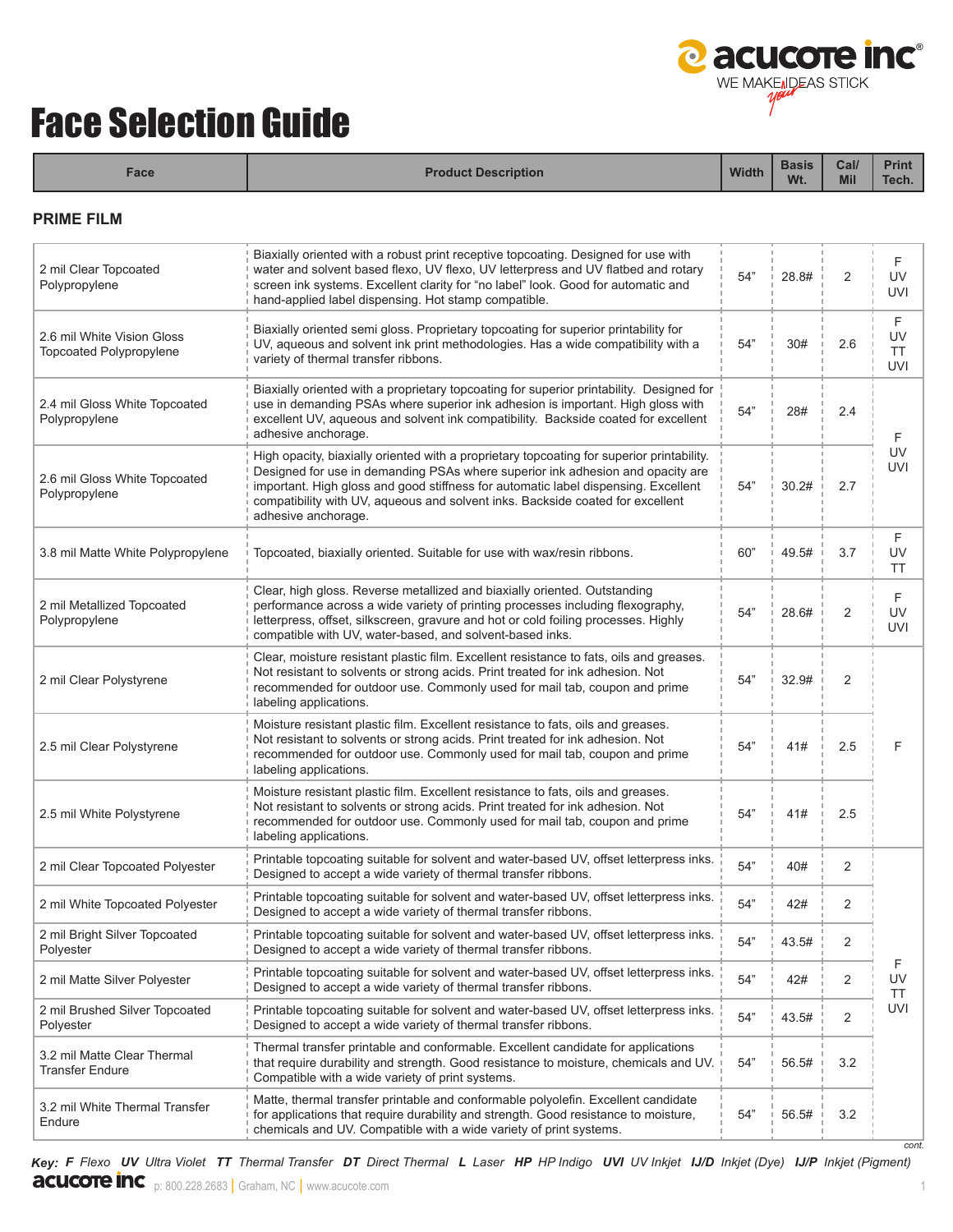# Face Selection Guide

| Face | Product Description | Width | Basis Wt. | Cal/ Mil | Print Tech. |
|---|---|---|---|---|---|
| **PRIME FILM** | | | | | |
| 2 mil Clear Topcoated Polypropylene | Biaxially oriented with a robust print receptive topcoating. Designed for use with water and solvent based flexo, UV flexo, UV letterpress and UV flatbed and rotary screen ink systems. Excellent clarity for "no label" look. Good for automatic and hand-applied label dispensing. Hot stamp compatible. | 54" | 28.8# | 2 | F UV UVI |
| 2.6 mil White Vision Gloss Topcoated Polypropylene | Biaxially oriented semi gloss. Proprietary topcoating for superior printability for UV, aqueous and solvent ink print methodologies. Has a wide compatibility with a variety of thermal transfer ribbons. | 54" | 30# | 2.6 | F UV TT UVI |
| 2.4 mil Gloss White Topcoated Polypropylene | Biaxially oriented with a proprietary topcoating for superior printability. Designed for use in demanding PSAs where superior ink adhesion is important. High gloss with excellent UV, aqueous and solvent ink compatibility. Backside coated for excellent adhesive anchorage. | 54" | 28# | 2.4 | F UV UVI |
| 2.6 mil Gloss White Topcoated Polypropylene | High opacity, biaxially oriented with a proprietary topcoating for superior printability. Designed for use in demanding PSAs where superior ink adhesion and opacity are important. High gloss and good stiffness for automatic label dispensing. Excellent compatibility with UV, aqueous and solvent inks. Backside coated for excellent adhesive anchorage. | 54" | 30.2# | 2.7 | F UV UVI |
| 3.8 mil Matte White Polypropylene | Topcoated, biaxially oriented. Suitable for use with wax/resin ribbons. | 60" | 49.5# | 3.7 | F UV TT |
| 2 mil Metallized Topcoated Polypropylene | Clear, high gloss. Reverse metallized and biaxially oriented. Outstanding performance across a wide variety of printing processes including flexography, letterpress, offset, silkscreen, gravure and hot or cold foiling processes. Highly compatible with UV, water-based, and solvent-based inks. | 54" | 28.6# | 2 | F UV UVI |
| 2 mil Clear Polystyrene | Clear, moisture resistant plastic film. Excellent resistance to fats, oils and greases. Not resistant to solvents or strong acids. Print treated for ink adhesion. Not recommended for outdoor use. Commonly used for mail tab, coupon and prime labeling applications. | 54" | 32.9# | 2 | F |
| 2.5 mil Clear Polystyrene | Moisture resistant plastic film. Excellent resistance to fats, oils and greases. Not resistant to solvents or strong acids. Print treated for ink adhesion. Not recommended for outdoor use. Commonly used for mail tab, coupon and prime labeling applications. | 54" | 41# | 2.5 | F |
| 2.5 mil White Polystyrene | Moisture resistant plastic film. Excellent resistance to fats, oils and greases. Not resistant to solvents or strong acids. Print treated for ink adhesion. Not recommended for outdoor use. Commonly used for mail tab, coupon and prime labeling applications. | 54" | 41# | 2.5 | F |
| 2 mil Clear Topcoated Polyester | Printable topcoating suitable for solvent and water-based UV, offset letterpress inks. Designed to accept a wide variety of thermal transfer ribbons. | 54" | 40# | 2 | F UV TT UVI |
| 2 mil White Topcoated Polyester | Printable topcoating suitable for solvent and water-based UV, offset letterpress inks. Designed to accept a wide variety of thermal transfer ribbons. | 54" | 42# | 2 | F UV TT UVI |
| 2 mil Bright Silver Topcoated Polyester | Printable topcoating suitable for solvent and water-based UV, offset letterpress inks. Designed to accept a wide variety of thermal transfer ribbons. | 54" | 43.5# | 2 | F UV TT UVI |
| 2 mil Matte Silver Polyester | Printable topcoating suitable for solvent and water-based UV, offset letterpress inks. Designed to accept a wide variety of thermal transfer ribbons. | 54" | 42# | 2 | F UV TT UVI |
| 2 mil Brushed Silver Topcoated Polyester | Printable topcoating suitable for solvent and water-based UV, offset letterpress inks. Designed to accept a wide variety of thermal transfer ribbons. | 54" | 43.5# | 2 | F UV TT UVI |
| 3.2 mil Matte Clear Thermal Transfer Endure | Thermal transfer printable and conformable. Excellent candidate for applications that require durability and strength. Good resistance to moisture, chemicals and UV. Compatible with a wide variety of print systems. | 54" | 56.5# | 3.2 | F UV TT UVI |
| 3.2 mil White Thermal Transfer Endure | Matte, thermal transfer printable and conformable polyolefin. Excellent candidate for applications that require durability and strength. Good resistance to moisture, chemicals and UV. Compatible with a wide variety of print systems. | 54" | 56.5# | 3.2 | F UV TT UVI |

*cont.*

***Key:*** ***F*** *Flexo* ***UV*** *Ultra Violet* ***TT*** *Thermal Transfer* ***DT*** *Direct Thermal* ***L*** *Laser* ***HP*** *HP Indigo* ***UVI*** *UV Inkjet* ***IJ/D*** *Inkjet (Dye)* ***IJ/P*** *Inkjet (Pigment)*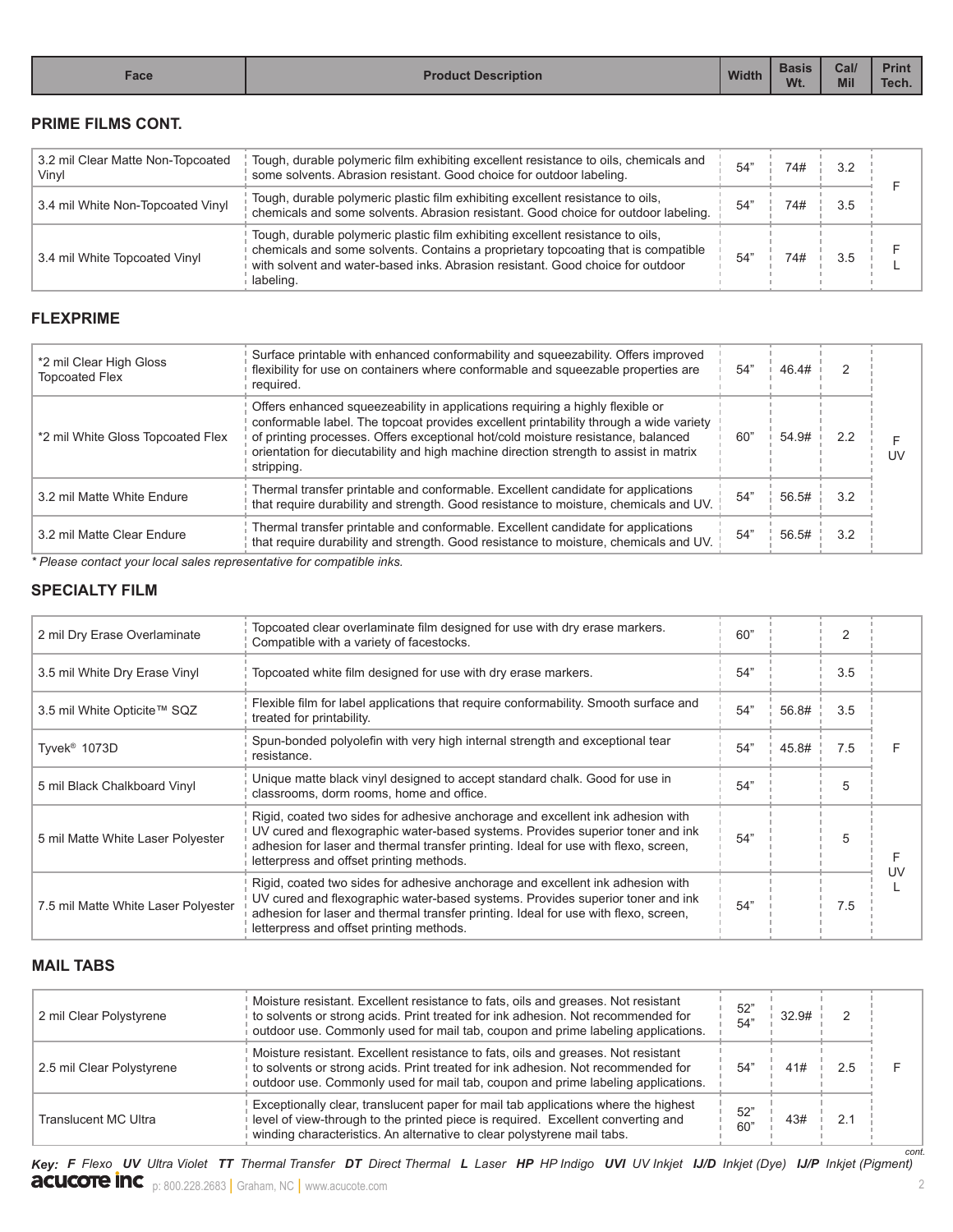| Face | Product Description | Width | Basis Wt. | Cal/ Mil | Print Tech. |
|---|---|---|---|---|---|

**PRIME FILMS CONT.**

| Face | Product Description | Width | Basis Wt. | Cal/ Mil | Print Tech. |
|---|---|---|---|---|---|
| 3.2 mil Clear Matte Non-Topcoated Vinyl | Tough, durable polymeric film exhibiting excellent resistance to oils, chemicals and some solvents. Abrasion resistant. Good choice for outdoor labeling. | 54" | 74# | 3.2 | F |
| 3.4 mil White Non-Topcoated Vinyl | Tough, durable polymeric plastic film exhibiting excellent resistance to oils, chemicals and some solvents. Abrasion resistant. Good choice for outdoor labeling. | 54" | 74# | 3.5 | |
| 3.4 mil White Topcoated Vinyl | Tough, durable polymeric plastic film exhibiting excellent resistance to oils, chemicals and some solvents. Contains a proprietary topcoating that is compatible with solvent and water-based inks. Abrasion resistant. Good choice for outdoor labeling. | 54" | 74# | 3.5 | F L |

**FLEXPRIME**

| Face | Product Description | Width | Basis Wt. | Cal/ Mil | Print Tech. |
|---|---|---|---|---|---|
| *2 mil Clear High Gloss Topcoated Flex | Surface printable with enhanced conformability and squeezability. Offers improved flexibility for use on containers where conformable and squeezable properties are required. | 54" | 46.4# | 2 | F UV |
| *2 mil White Gloss Topcoated Flex | Offers enhanced squeezeability in applications requiring a highly flexible or conformable label. The topcoat provides excellent printability through a wide variety of printing processes. Offers exceptional hot/cold moisture resistance, balanced orientation for diecutability and high machine direction strength to assist in matrix stripping. | 60" | 54.9# | 2.2 | |
| 3.2 mil Matte White Endure | Thermal transfer printable and conformable. Excellent candidate for applications that require durability and strength. Good resistance to moisture, chemicals and UV. | 54" | 56.5# | 3.2 | |
| 3.2 mil Matte Clear Endure | Thermal transfer printable and conformable. Excellent candidate for applications that require durability and strength. Good resistance to moisture, chemicals and UV. | 54" | 56.5# | 3.2 | |

*\* Please contact your local sales representative for compatible inks.*

**SPECIALTY FILM**

| Face | Product Description | Width | Basis Wt. | Cal/ Mil | Print Tech. |
|---|---|---|---|---|---|
| 2 mil Dry Erase Overlaminate | Topcoated clear overlaminate film designed for use with dry erase markers. Compatible with a variety of facestocks. | 60" | | 2 | |
| 3.5 mil White Dry Erase Vinyl | Topcoated white film designed for use with dry erase markers. | 54" | | 3.5 | |
| 3.5 mil White Opticite™ SQZ | Flexible film for label applications that require conformability. Smooth surface and treated for printability. | 54" | 56.8# | 3.5 | F |
| Tyvek® 1073D | Spun-bonded polyolefin with very high internal strength and exceptional tear resistance. | 54" | 45.8# | 7.5 | |
| 5 mil Black Chalkboard Vinyl | Unique matte black vinyl designed to accept standard chalk. Good for use in classrooms, dorm rooms, home and office. | 54" | | 5 | |
| 5 mil Matte White Laser Polyester | Rigid, coated two sides for adhesive anchorage and excellent ink adhesion with UV cured and flexographic water-based systems. Provides superior toner and ink adhesion for laser and thermal transfer printing. Ideal for use with flexo, screen, letterpress and offset printing methods. | 54" | | 5 | F UV L |
| 7.5 mil Matte White Laser Polyester | Rigid, coated two sides for adhesive anchorage and excellent ink adhesion with UV cured and flexographic water-based systems. Provides superior toner and ink adhesion for laser and thermal transfer printing. Ideal for use with flexo, screen, letterpress and offset printing methods. | 54" | | 7.5 | |

**MAIL TABS**

| Face | Product Description | Width | Basis Wt. | Cal/ Mil | Print Tech. |
|---|---|---|---|---|---|
| 2 mil Clear Polystyrene | Moisture resistant. Excellent resistance to fats, oils and greases. Not resistant to solvents or strong acids. Print treated for ink adhesion. Not recommended for outdoor use. Commonly used for mail tab, coupon and prime labeling applications. | 52" 54" | 32.9# | 2 | F |
| 2.5 mil Clear Polystyrene | Moisture resistant. Excellent resistance to fats, oils and greases. Not resistant to solvents or strong acids. Print treated for ink adhesion. Not recommended for outdoor use. Commonly used for mail tab, coupon and prime labeling applications. | 54" | 41# | 2.5 | |
| Translucent MC Ultra | Exceptionally clear, translucent paper for mail tab applications where the highest level of view-through to the printed piece is required. Excellent converting and winding characteristics. An alternative to clear polystyrene mail tabs. | 52" 60" | 43# | 2.1 | |

*cont.*

***Key:*** ***F*** *Flexo* ***UV*** *Ultra Violet* ***TT*** *Thermal Transfer* ***DT*** *Direct Thermal* ***L*** *Laser* ***HP*** *HP Indigo* ***UVI*** *UV Inkjet* ***IJ/D*** *Inkjet (Dye)* ***IJ/P*** *Inkjet (Pigment)*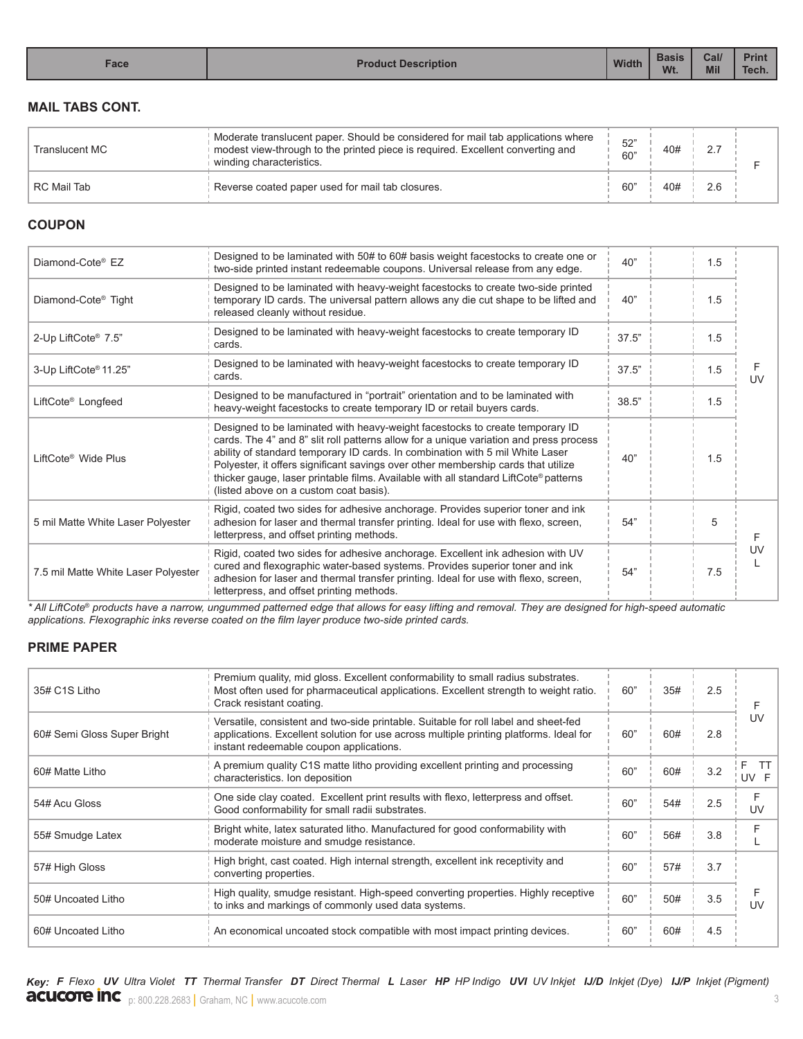| Face | Product Description | Width | Basis Wt. | Cal/ Mil | Print Tech. |
|---|---|---|---|---|---|

## MAIL TABS CONT.

| Face | Product Description | Width | Basis Wt. | Cal/ Mil | Print Tech. |
|---|---|---|---|---|---|
| Translucent MC | Moderate translucent paper. Should be considered for mail tab applications where modest view-through to the printed piece is required. Excellent converting and winding characteristics. | 52" 60" | 40# | 2.7 | F |
| RC Mail Tab | Reverse coated paper used for mail tab closures. | 60" | 40# | 2.6 | |

## COUPON

| Face | Product Description | Width | Basis Wt. | Cal/ Mil | Print Tech. |
|---|---|---|---|---|---|
| Diamond-Cote® EZ | Designed to be laminated with 50# to 60# basis weight facestocks to create one or two-side printed instant redeemable coupons. Universal release from any edge. | 40" | | 1.5 | F UV |
| Diamond-Cote® Tight | Designed to be laminated with heavy-weight facestocks to create two-side printed temporary ID cards. The universal pattern allows any die cut shape to be lifted and released cleanly without residue. | 40" | | 1.5 | |
| 2-Up LiftCote® 7.5" | Designed to be laminated with heavy-weight facestocks to create temporary ID cards. | 37.5" | | 1.5 | |
| 3-Up LiftCote® 11.25" | Designed to be laminated with heavy-weight facestocks to create temporary ID cards. | 37.5" | | 1.5 | |
| LiftCote® Longfeed | Designed to be manufactured in "portrait" orientation and to be laminated with heavy-weight facestocks to create temporary ID or retail buyers cards. | 38.5" | | 1.5 | |
| LiftCote® Wide Plus | Designed to be laminated with heavy-weight facestocks to create temporary ID cards. The 4" and 8" slit roll patterns allow for a unique variation and press process ability of standard temporary ID cards. In combination with 5 mil White Laser Polyester, it offers significant savings over other membership cards that utilize thicker gauge, laser printable films. Available with all standard LiftCote® patterns (listed above on a custom coat basis). | 40" | | 1.5 | |
| 5 mil Matte White Laser Polyester | Rigid, coated two sides for adhesive anchorage. Provides superior toner and ink adhesion for laser and thermal transfer printing. Ideal for use with flexo, screen, letterpress, and offset printing methods. | 54" | | 5 | F UV L |
| 7.5 mil Matte White Laser Polyester | Rigid, coated two sides for adhesive anchorage. Excellent ink adhesion with UV cured and flexographic water-based systems. Provides superior toner and ink adhesion for laser and thermal transfer printing. Ideal for use with flexo, screen, letterpress, and offset printing methods. | 54" | | 7.5 | |

*\* All LiftCote® products have a narrow, ungummed patterned edge that allows for easy lifting and removal. They are designed for high-speed automatic applications. Flexographic inks reverse coated on the film layer produce two-side printed cards.*

## PRIME PAPER

| Face | Product Description | Width | Basis Wt. | Cal/ Mil | Print Tech. |
|---|---|---|---|---|---|
| 35# C1S Litho | Premium quality, mid gloss. Excellent conformability to small radius substrates. Most often used for pharmaceutical applications. Excellent strength to weight ratio. Crack resistant coating. | 60" | 35# | 2.5 | F UV |
| 60# Semi Gloss Super Bright | Versatile, consistent and two-side printable. Suitable for roll label and sheet-fed applications. Excellent solution for use across multiple printing platforms. Ideal for instant redeemable coupon applications. | 60" | 60# | 2.8 | |
| 60# Matte Litho | A premium quality C1S matte litho providing excellent printing and processing characteristics. Ion deposition | 60" | 60# | 3.2 | F TT UV F |
| 54# Acu Gloss | One side clay coated. Excellent print results with flexo, letterpress and offset. Good conformability for small radii substrates. | 60" | 54# | 2.5 | F UV |
| 55# Smudge Latex | Bright white, latex saturated litho. Manufactured for good conformability with moderate moisture and smudge resistance. | 60" | 56# | 3.8 | F L |
| 57# High Gloss | High bright, cast coated. High internal strength, excellent ink receptivity and converting properties. | 60" | 57# | 3.7 | F UV |
| 50# Uncoated Litho | High quality, smudge resistant. High-speed converting properties. Highly receptive to inks and markings of commonly used data systems. | 60" | 50# | 3.5 | |
| 60# Uncoated Litho | An economical uncoated stock compatible with most impact printing devices. | 60" | 60# | 4.5 | |

***Key:*** ***F*** *Flexo* ***UV*** *Ultra Violet* ***TT*** *Thermal Transfer* ***DT*** *Direct Thermal* ***L*** *Laser* ***HP*** *HP Indigo* ***UVI*** *UV Inkjet* ***IJ/D*** *Inkjet (Dye)* ***IJ/P*** *Inkjet (Pigment)*

**acucote inc** p: 800.228.2683 | Graham, NC | www.acucote.com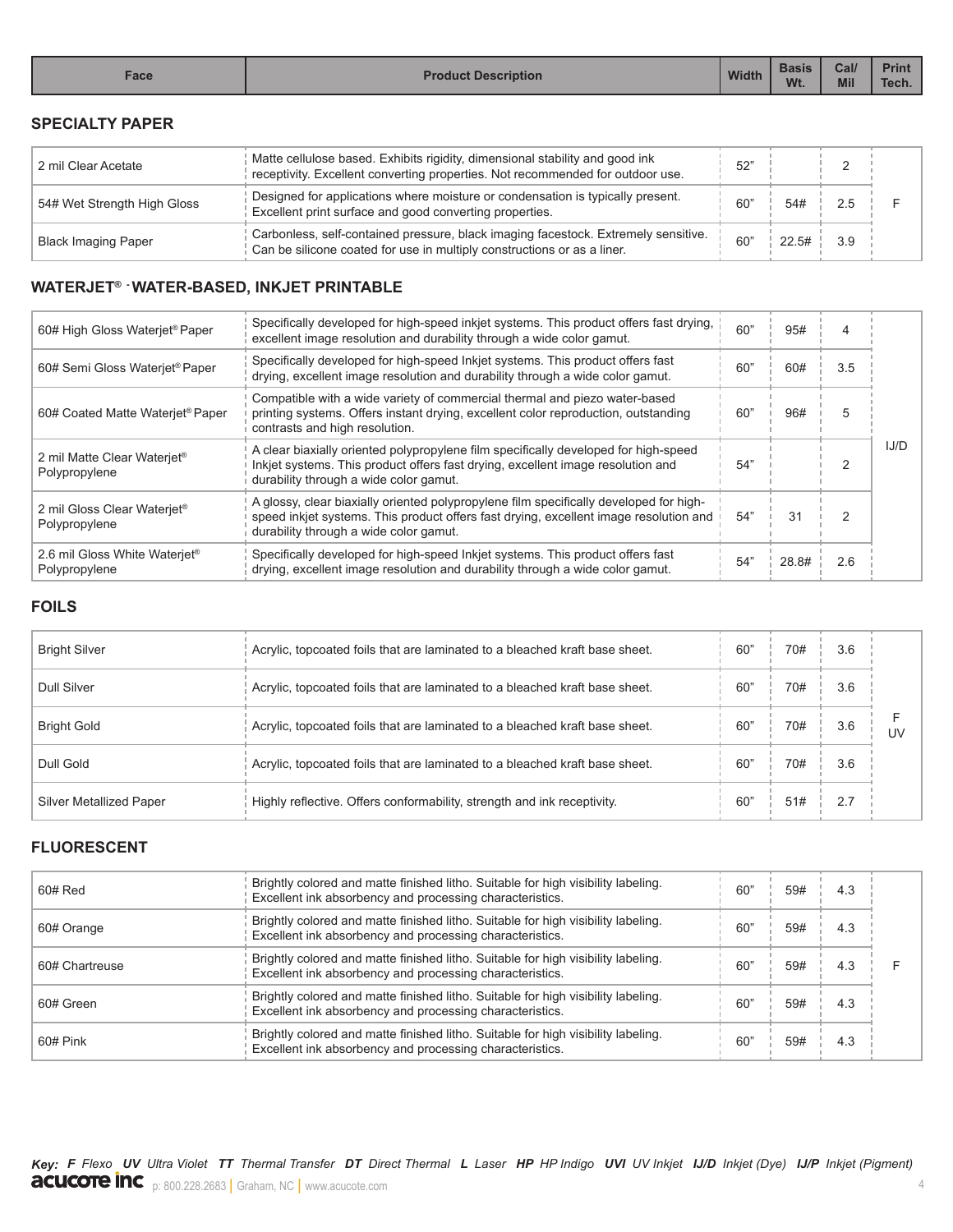| Face | Product Description | Width | Basis Wt. | Cal/ Mil | Print Tech. |
|---|---|---|---|---|---|

## SPECIALTY PAPER

| Face | Product Description | Width | Basis Wt. | Cal/ Mil | Print Tech. |
|---|---|---|---|---|---|
| 2 mil Clear Acetate | Matte cellulose based. Exhibits rigidity, dimensional stability and good ink receptivity. Excellent converting properties. Not recommended for outdoor use. | 52" | | 2 | F |
| 54# Wet Strength High Gloss | Designed for applications where moisture or condensation is typically present. Excellent print surface and good converting properties. | 60" | 54# | 2.5 | F |
| Black Imaging Paper | Carbonless, self-contained pressure, black imaging facestock. Extremely sensitive. Can be silicone coated for use in multiply constructions or as a liner. | 60" | 22.5# | 3.9 | F |

## WATERJET® - WATER-BASED, INKJET PRINTABLE

| Face | Product Description | Width | Basis Wt. | Cal/ Mil | Print Tech. |
|---|---|---|---|---|---|
| 60# High Gloss Waterjet® Paper | Specifically developed for high-speed inkjet systems. This product offers fast drying, excellent image resolution and durability through a wide color gamut. | 60" | 95# | 4 | IJ/D |
| 60# Semi Gloss Waterjet® Paper | Specifically developed for high-speed Inkjet systems. This product offers fast drying, excellent image resolution and durability through a wide color gamut. | 60" | 60# | 3.5 | IJ/D |
| 60# Coated Matte Waterjet® Paper | Compatible with a wide variety of commercial thermal and piezo water-based printing systems. Offers instant drying, excellent color reproduction, outstanding contrasts and high resolution. | 60" | 96# | 5 | IJ/D |
| 2 mil Matte Clear Waterjet® Polypropylene | A clear biaxially oriented polypropylene film specifically developed for high-speed Inkjet systems. This product offers fast drying, excellent image resolution and durability through a wide color gamut. | 54" | | 2 | IJ/D |
| 2 mil Gloss Clear Waterjet® Polypropylene | A glossy, clear biaxially oriented polypropylene film specifically developed for high-speed inkjet systems. This product offers fast drying, excellent image resolution and durability through a wide color gamut. | 54" | 31 | 2 | IJ/D |
| 2.6 mil Gloss White Waterjet® Polypropylene | Specifically developed for high-speed Inkjet systems. This product offers fast drying, excellent image resolution and durability through a wide color gamut. | 54" | 28.8# | 2.6 | IJ/D |

## FOILS

| Face | Product Description | Width | Basis Wt. | Cal/ Mil | Print Tech. |
|---|---|---|---|---|---|
| Bright Silver | Acrylic, topcoated foils that are laminated to a bleached kraft base sheet. | 60" | 70# | 3.6 | F UV |
| Dull Silver | Acrylic, topcoated foils that are laminated to a bleached kraft base sheet. | 60" | 70# | 3.6 | F UV |
| Bright Gold | Acrylic, topcoated foils that are laminated to a bleached kraft base sheet. | 60" | 70# | 3.6 | F UV |
| Dull Gold | Acrylic, topcoated foils that are laminated to a bleached kraft base sheet. | 60" | 70# | 3.6 | F UV |
| Silver Metallized Paper | Highly reflective. Offers conformability, strength and ink receptivity. | 60" | 51# | 2.7 | F UV |

## FLUORESCENT

| Face | Product Description | Width | Basis Wt. | Cal/ Mil | Print Tech. |
|---|---|---|---|---|---|
| 60# Red | Brightly colored and matte finished litho. Suitable for high visibility labeling. Excellent ink absorbency and processing characteristics. | 60" | 59# | 4.3 | F |
| 60# Orange | Brightly colored and matte finished litho. Suitable for high visibility labeling. Excellent ink absorbency and processing characteristics. | 60" | 59# | 4.3 | F |
| 60# Chartreuse | Brightly colored and matte finished litho. Suitable for high visibility labeling. Excellent ink absorbency and processing characteristics. | 60" | 59# | 4.3 | F |
| 60# Green | Brightly colored and matte finished litho. Suitable for high visibility labeling. Excellent ink absorbency and processing characteristics. | 60" | 59# | 4.3 | F |
| 60# Pink | Brightly colored and matte finished litho. Suitable for high visibility labeling. Excellent ink absorbency and processing characteristics. | 60" | 59# | 4.3 | F |

***Key:*** ***F*** *Flexo* ***UV*** *Ultra Violet* ***TT*** *Thermal Transfer* ***DT*** *Direct Thermal* ***L*** *Laser* ***HP*** *HP Indigo* ***UVI*** *UV Inkjet* ***IJ/D*** *Inkjet (Dye)* ***IJ/P*** *Inkjet (Pigment)*

**acucote inc** p: 800.228.2683 | Graham, NC | www.acucote.com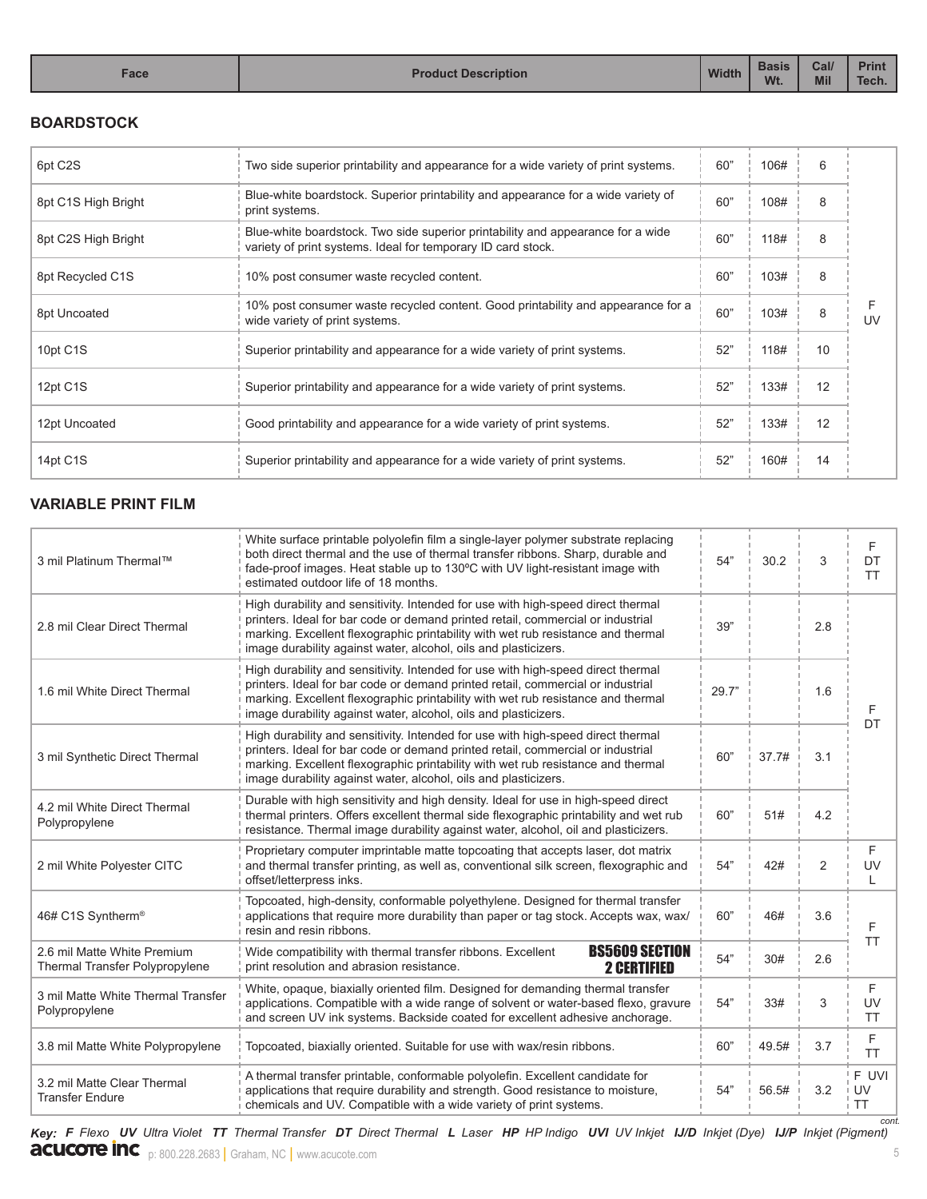| Face | Product Description | Width | Basis Wt. | Cal/ Mil | Print Tech. |
|---|---|---|---|---|---|

### BOARDSTOCK

| Face | Product Description | Width | Basis Wt. | Cal/ Mil | Print Tech. |
|---|---|---|---|---|---|
| 6pt C2S | Two side superior printability and appearance for a wide variety of print systems. | 60" | 106# | 6 | F UV |
| 8pt C1S High Bright | Blue-white boardstock. Superior printability and appearance for a wide variety of print systems. | 60" | 108# | 8 | F UV |
| 8pt C2S High Bright | Blue-white boardstock. Two side superior printability and appearance for a wide variety of print systems. Ideal for temporary ID card stock. | 60" | 118# | 8 | F UV |
| 8pt Recycled C1S | 10% post consumer waste recycled content. | 60" | 103# | 8 | F UV |
| 8pt Uncoated | 10% post consumer waste recycled content. Good printability and appearance for a wide variety of print systems. | 60" | 103# | 8 | F UV |
| 10pt C1S | Superior printability and appearance for a wide variety of print systems. | 52" | 118# | 10 | F UV |
| 12pt C1S | Superior printability and appearance for a wide variety of print systems. | 52" | 133# | 12 | F UV |
| 12pt Uncoated | Good printability and appearance for a wide variety of print systems. | 52" | 133# | 12 | F UV |
| 14pt C1S | Superior printability and appearance for a wide variety of print systems. | 52" | 160# | 14 | F UV |

### VARIABLE PRINT FILM

| Face | Product Description | Width | Basis Wt. | Cal/ Mil | Print Tech. |
|---|---|---|---|---|---|
| 3 mil Platinum Thermal™ | White surface printable polyolefin film a single-layer polymer substrate replacing both direct thermal and the use of thermal transfer ribbons. Sharp, durable and fade-proof images. Heat stable up to 130ºC with UV light-resistant image with estimated outdoor life of 18 months. | 54" | 30.2 | 3 | F DT TT |
| 2.8 mil Clear Direct Thermal | High durability and sensitivity. Intended for use with high-speed direct thermal printers. Ideal for bar code or demand printed retail, commercial or industrial marking. Excellent flexographic printability with wet rub resistance and thermal image durability against water, alcohol, oils and plasticizers. | 39" | | 2.8 | F DT |
| 1.6 mil White Direct Thermal | High durability and sensitivity. Intended for use with high-speed direct thermal printers. Ideal for bar code or demand printed retail, commercial or industrial marking. Excellent flexographic printability with wet rub resistance and thermal image durability against water, alcohol, oils and plasticizers. | 29.7" | | 1.6 | F DT |
| 3 mil Synthetic Direct Thermal | High durability and sensitivity. Intended for use with high-speed direct thermal printers. Ideal for bar code or demand printed retail, commercial or industrial marking. Excellent flexographic printability with wet rub resistance and thermal image durability against water, alcohol, oils and plasticizers. | 60" | 37.7# | 3.1 | F DT |
| 4.2 mil White Direct Thermal Polypropylene | Durable with high sensitivity and high density. Ideal for use in high-speed direct thermal printers. Offers excellent thermal side flexographic printability and wet rub resistance. Thermal image durability against water, alcohol, oil and plasticizers. | 60" | 51# | 4.2 | F DT |
| 2 mil White Polyester CITC | Proprietary computer imprintable matte topcoating that accepts laser, dot matrix and thermal transfer printing, as well as, conventional silk screen, flexographic and offset/letterpress inks. | 54" | 42# | 2 | F UV L |
| 46# C1S Syntherm® | Topcoated, high-density, conformable polyethylene. Designed for thermal transfer applications that require more durability than paper or tag stock. Accepts wax, wax/resin and resin ribbons. | 60" | 46# | 3.6 | F TT |
| 2.6 mil Matte White Premium Thermal Transfer Polypropylene | Wide compatibility with thermal transfer ribbons. Excellent print resolution and abrasion resistance. **BS5609 SECTION 2 CERTIFIED** | 54" | 30# | 2.6 | F TT |
| 3 mil Matte White Thermal Transfer Polypropylene | White, opaque, biaxially oriented film. Designed for demanding thermal transfer applications. Compatible with a wide range of solvent or water-based flexo, gravure and screen UV ink systems. Backside coated for excellent adhesive anchorage. | 54" | 33# | 3 | F UV TT |
| 3.8 mil Matte White Polypropylene | Topcoated, biaxially oriented. Suitable for use with wax/resin ribbons. | 60" | 49.5# | 3.7 | F TT |
| 3.2 mil Matte Clear Thermal Transfer Endure | A thermal transfer printable, conformable polyolefin. Excellent candidate for applications that require durability and strength. Good resistance to moisture, chemicals and UV. Compatible with a wide variety of print systems. | 54" | 56.5# | 3.2 | F UVI UV TT |

*cont.*

***Key:*** ***F*** *Flexo* ***UV*** *Ultra Violet* ***TT*** *Thermal Transfer* ***DT*** *Direct Thermal* ***L*** *Laser* ***HP*** *HP Indigo* ***UVI*** *UV Inkjet* ***IJ/D*** *Inkjet (Dye)* ***IJ/P*** *Inkjet (Pigment)*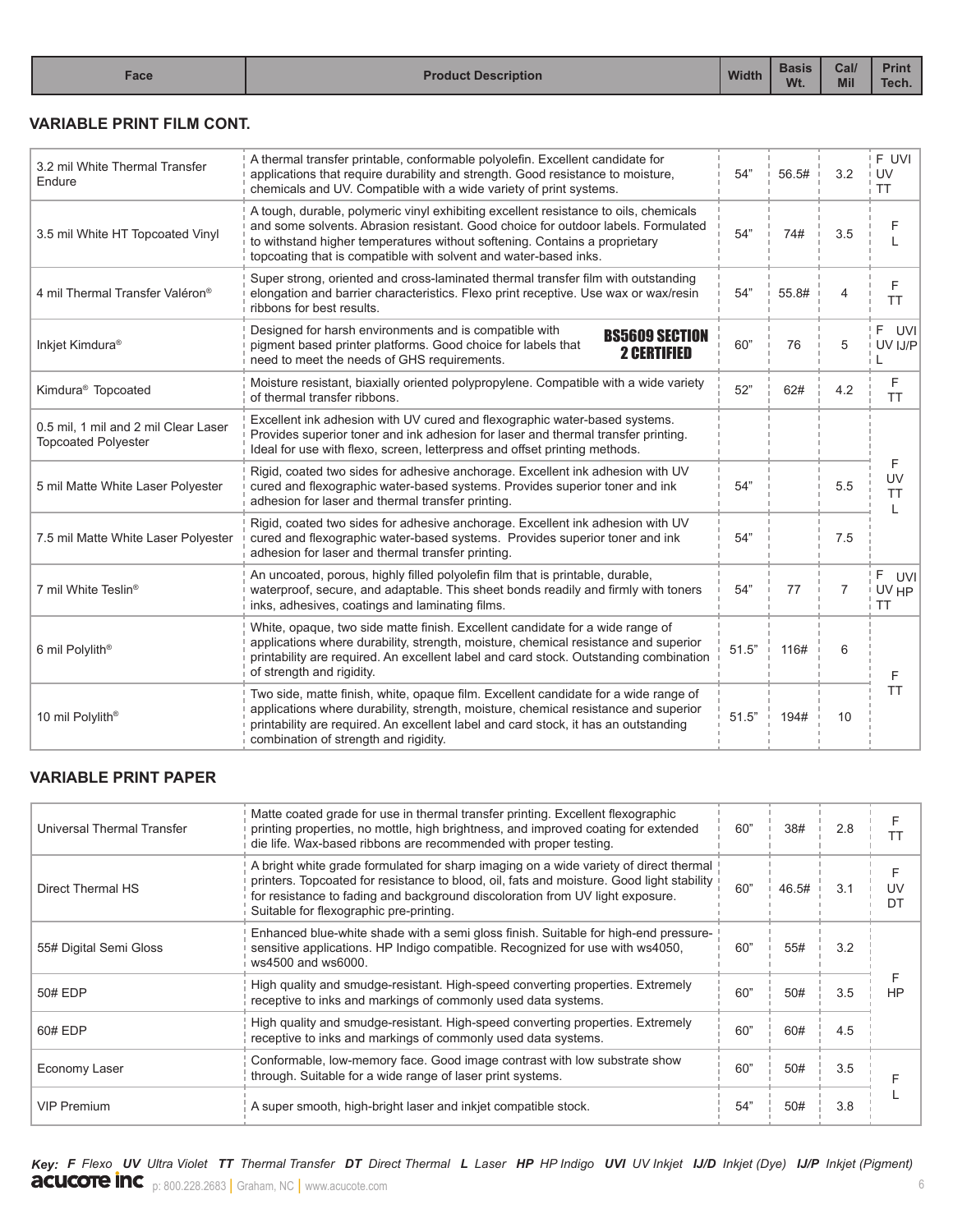| Face | Product Description | Width | Basis Wt. | Cal/ Mil | Print Tech. |
|---|---|---|---|---|---|

## VARIABLE PRINT FILM CONT.

| Face | Product Description | Width | Basis Wt. | Cal/ Mil | Print Tech. |
|---|---|---|---|---|---|
| 3.2 mil White Thermal Transfer Endure | A thermal transfer printable, conformable polyolefin. Excellent candidate for applications that require durability and strength. Good resistance to moisture, chemicals and UV. Compatible with a wide variety of print systems. | 54" | 56.5# | 3.2 | F UVI UV TT |
| 3.5 mil White HT Topcoated Vinyl | A tough, durable, polymeric vinyl exhibiting excellent resistance to oils, chemicals and some solvents. Abrasion resistant. Good choice for outdoor labels. Formulated to withstand higher temperatures without softening. Contains a proprietary topcoating that is compatible with solvent and water-based inks. | 54" | 74# | 3.5 | F L |
| 4 mil Thermal Transfer Valéron® | Super strong, oriented and cross-laminated thermal transfer film with outstanding elongation and barrier characteristics. Flexo print receptive. Use wax or wax/resin ribbons for best results. | 54" | 55.8# | 4 | F TT |
| Inkjet Kimdura® | Designed for harsh environments and is compatible with pigment based printer platforms. Good choice for labels that need to meet the needs of GHS requirements. **BS5609 SECTION 2 CERTIFIED** | 60" | 76 | 5 | F UVI UV IJ/P L |
| Kimdura® Topcoated | Moisture resistant, biaxially oriented polypropylene. Compatible with a wide variety of thermal transfer ribbons. | 52" | 62# | 4.2 | F TT |
| 0.5 mil, 1 mil and 2 mil Clear Laser Topcoated Polyester | Excellent ink adhesion with UV cured and flexographic water-based systems. Provides superior toner and ink adhesion for laser and thermal transfer printing. Ideal for use with flexo, screen, letterpress and offset printing methods. | | | | F UV TT L |
| 5 mil Matte White Laser Polyester | Rigid, coated two sides for adhesive anchorage. Excellent ink adhesion with UV cured and flexographic water-based systems. Provides superior toner and ink adhesion for laser and thermal transfer printing. | 54" | | 5.5 | F UV TT L |
| 7.5 mil Matte White Laser Polyester | Rigid, coated two sides for adhesive anchorage. Excellent ink adhesion with UV cured and flexographic water-based systems. Provides superior toner and ink adhesion for laser and thermal transfer printing. | 54" | | 7.5 | F UV TT L |
| 7 mil White Teslin® | An uncoated, porous, highly filled polyolefin film that is printable, durable, waterproof, secure, and adaptable. This sheet bonds readily and firmly with toners inks, adhesives, coatings and laminating films. | 54" | 77 | 7 | F UVI UV HP TT |
| 6 mil Polylith® | White, opaque, two side matte finish. Excellent candidate for a wide range of applications where durability, strength, moisture, chemical resistance and superior printability are required. An excellent label and card stock. Outstanding combination of strength and rigidity. | 51.5" | 116# | 6 | F TT |
| 10 mil Polylith® | Two side, matte finish, white, opaque film. Excellent candidate for a wide range of applications where durability, strength, moisture, chemical resistance and superior printability are required. An excellent label and card stock, it has an outstanding combination of strength and rigidity. | 51.5" | 194# | 10 | F TT |

## VARIABLE PRINT PAPER

| Face | Product Description | Width | Basis Wt. | Cal/ Mil | Print Tech. |
|---|---|---|---|---|---|
| Universal Thermal Transfer | Matte coated grade for use in thermal transfer printing. Excellent flexographic printing properties, no mottle, high brightness, and improved coating for extended die life. Wax-based ribbons are recommended with proper testing. | 60" | 38# | 2.8 | F TT |
| Direct Thermal HS | A bright white grade formulated for sharp imaging on a wide variety of direct thermal printers. Topcoated for resistance to blood, oil, fats and moisture. Good light stability for resistance to fading and background discoloration from UV light exposure. Suitable for flexographic pre-printing. | 60" | 46.5# | 3.1 | F UV DT |
| 55# Digital Semi Gloss | Enhanced blue-white shade with a semi gloss finish. Suitable for high-end pressure-sensitive applications. HP Indigo compatible. Recognized for use with ws4050, ws4500 and ws6000. | 60" | 55# | 3.2 | F HP |
| 50# EDP | High quality and smudge-resistant. High-speed converting properties. Extremely receptive to inks and markings of commonly used data systems. | 60" | 50# | 3.5 | F HP |
| 60# EDP | High quality and smudge-resistant. High-speed converting properties. Extremely receptive to inks and markings of commonly used data systems. | 60" | 60# | 4.5 | F HP |
| Economy Laser | Conformable, low-memory face. Good image contrast with low substrate show through. Suitable for a wide range of laser print systems. | 60" | 50# | 3.5 | F L |
| VIP Premium | A super smooth, high-bright laser and inkjet compatible stock. | 54" | 50# | 3.8 | F L |

***Key:*** ***F*** *Flexo* ***UV*** *Ultra Violet* ***TT*** *Thermal Transfer* ***DT*** *Direct Thermal* ***L*** *Laser* ***HP*** *HP Indigo* ***UVI*** *UV Inkjet* ***IJ/D*** *Inkjet (Dye)* ***IJ/P*** *Inkjet (Pigment)*

**acucote inc** p: 800.228.2683 | Graham, NC | www.acucote.com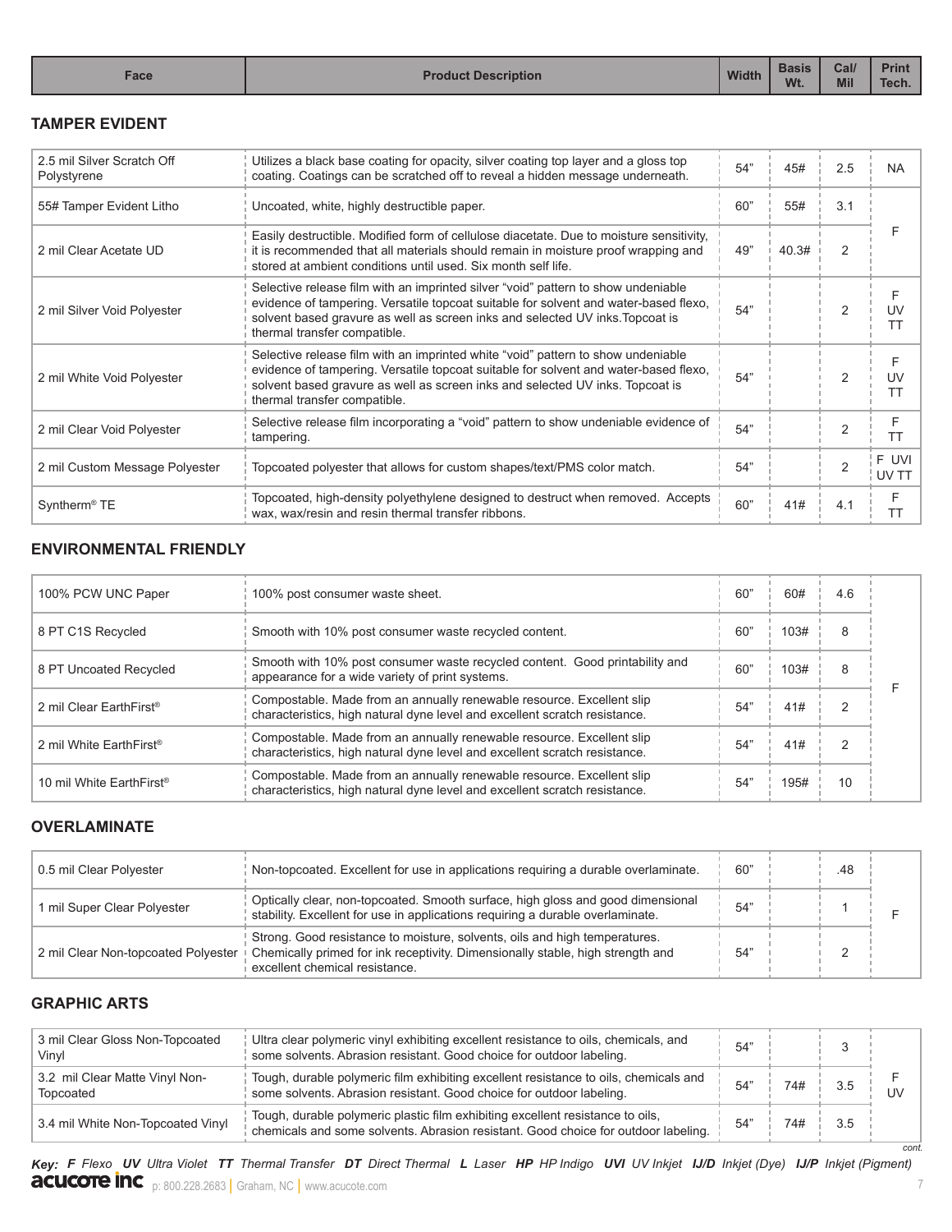| Face | Product Description | Width | Basis Wt. | Cal/ Mil | Print Tech. |
|---|---|---|---|---|---|

## TAMPER EVIDENT

| Face | Product Description | Width | Basis Wt. | Cal/ Mil | Print Tech. |
|---|---|---|---|---|---|
| 2.5 mil Silver Scratch Off Polystyrene | Utilizes a black base coating for opacity, silver coating top layer and a gloss top coating. Coatings can be scratched off to reveal a hidden message underneath. | 54" | 45# | 2.5 | NA |
| 55# Tamper Evident Litho | Uncoated, white, highly destructible paper. | 60" | 55# | 3.1 | F |
| 2 mil Clear Acetate UD | Easily destructible. Modified form of cellulose diacetate. Due to moisture sensitivity, it is recommended that all materials should remain in moisture proof wrapping and stored at ambient conditions until used. Six month self life. | 49" | 40.3# | 2 | |
| 2 mil Silver Void Polyester | Selective release film with an imprinted silver "void" pattern to show undeniable evidence of tampering. Versatile topcoat suitable for solvent and water-based flexo, solvent based gravure as well as screen inks and selected UV inks.Topcoat is thermal transfer compatible. | 54" | | 2 | F UV TT |
| 2 mil White Void Polyester | Selective release film with an imprinted white "void" pattern to show undeniable evidence of tampering. Versatile topcoat suitable for solvent and water-based flexo, solvent based gravure as well as screen inks and selected UV inks. Topcoat is thermal transfer compatible. | 54" | | 2 | F UV TT |
| 2 mil Clear Void Polyester | Selective release film incorporating a "void" pattern to show undeniable evidence of tampering. | 54" | | 2 | F TT |
| 2 mil Custom Message Polyester | Topcoated polyester that allows for custom shapes/text/PMS color match. | 54" | | 2 | F UVI UV TT |
| Syntherm® TE | Topcoated, high-density polyethylene designed to destruct when removed. Accepts wax, wax/resin and resin thermal transfer ribbons. | 60" | 41# | 4.1 | F TT |

## ENVIRONMENTAL FRIENDLY

| Face | Product Description | Width | Basis Wt. | Cal/ Mil | Print Tech. |
|---|---|---|---|---|---|
| 100% PCW UNC Paper | 100% post consumer waste sheet. | 60" | 60# | 4.6 | F |
| 8 PT C1S Recycled | Smooth with 10% post consumer waste recycled content. | 60" | 103# | 8 | |
| 8 PT Uncoated Recycled | Smooth with 10% post consumer waste recycled content. Good printability and appearance for a wide variety of print systems. | 60" | 103# | 8 | |
| 2 mil Clear EarthFirst® | Compostable. Made from an annually renewable resource. Excellent slip characteristics, high natural dyne level and excellent scratch resistance. | 54" | 41# | 2 | |
| 2 mil White EarthFirst® | Compostable. Made from an annually renewable resource. Excellent slip characteristics, high natural dyne level and excellent scratch resistance. | 54" | 41# | 2 | |
| 10 mil White EarthFirst® | Compostable. Made from an annually renewable resource. Excellent slip characteristics, high natural dyne level and excellent scratch resistance. | 54" | 195# | 10 | |

## OVERLAMINATE

| Face | Product Description | Width | Basis Wt. | Cal/ Mil | Print Tech. |
|---|---|---|---|---|---|
| 0.5 mil Clear Polyester | Non-topcoated. Excellent for use in applications requiring a durable overlaminate. | 60" | | .48 | F |
| 1 mil Super Clear Polyester | Optically clear, non-topcoated. Smooth surface, high gloss and good dimensional stability. Excellent for use in applications requiring a durable overlaminate. | 54" | | 1 | |
| 2 mil Clear Non-topcoated Polyester | Strong. Good resistance to moisture, solvents, oils and high temperatures. Chemically primed for ink receptivity. Dimensionally stable, high strength and excellent chemical resistance. | 54" | | 2 | |

## GRAPHIC ARTS

| Face | Product Description | Width | Basis Wt. | Cal/ Mil | Print Tech. |
|---|---|---|---|---|---|
| 3 mil Clear Gloss Non-Topcoated Vinyl | Ultra clear polymeric vinyl exhibiting excellent resistance to oils, chemicals, and some solvents. Abrasion resistant. Good choice for outdoor labeling. | 54" | | 3 | F UV |
| 3.2 mil Clear Matte Vinyl Non-Topcoated | Tough, durable polymeric film exhibiting excellent resistance to oils, chemicals and some solvents. Abrasion resistant. Good choice for outdoor labeling. | 54" | 74# | 3.5 | |
| 3.4 mil White Non-Topcoated Vinyl | Tough, durable polymeric plastic film exhibiting excellent resistance to oils, chemicals and some solvents. Abrasion resistant. Good choice for outdoor labeling. | 54" | 74# | 3.5 | |

*cont.*

*Key:* ***F*** *Flexo* ***UV*** *Ultra Violet* ***TT*** *Thermal Transfer* ***DT*** *Direct Thermal* ***L*** *Laser* ***HP*** *HP Indigo* ***UVI*** *UV Inkjet* ***IJ/D*** *Inkjet (Dye)* ***IJ/P*** *Inkjet (Pigment)*

**acucote inc** p: 800.228.2683 | Graham, NC | www.acucote.com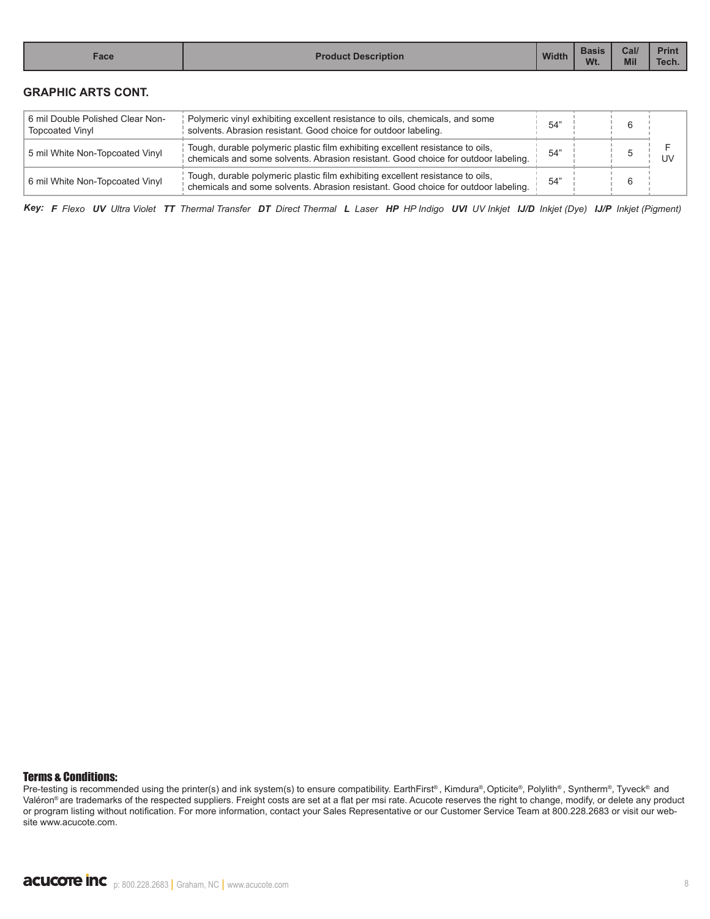| Face | Product Description | Width | Basis Wt. | Cal/ Mil | Print Tech. |
|---|---|---|---|---|---|

## GRAPHIC ARTS CONT.

| Face | Product Description | Width | Basis Wt. | Cal/ Mil | Print Tech. |
|---|---|---|---|---|---|
| 6 mil Double Polished Clear Non-Topcoated Vinyl | Polymeric vinyl exhibiting excellent resistance to oils, chemicals, and some solvents. Abrasion resistant. Good choice for outdoor labeling. | 54" | | 6 | F UV |
| 5 mil White Non-Topcoated Vinyl | Tough, durable polymeric plastic film exhibiting excellent resistance to oils, chemicals and some solvents. Abrasion resistant. Good choice for outdoor labeling. | 54" | | 5 | F UV |
| 6 mil White Non-Topcoated Vinyl | Tough, durable polymeric plastic film exhibiting excellent resistance to oils, chemicals and some solvents. Abrasion resistant. Good choice for outdoor labeling. | 54" | | 6 | F UV |

***Key:*** ***F*** *Flexo* ***UV*** *Ultra Violet* ***TT*** *Thermal Transfer* ***DT*** *Direct Thermal* ***L*** *Laser* ***HP*** *HP Indigo* ***UVI*** *UV Inkjet* ***IJ/D*** *Inkjet (Dye)* ***IJ/P*** *Inkjet (Pigment)*

### Terms & Conditions:

Pre-testing is recommended using the printer(s) and ink system(s) to ensure compatibility. EarthFirst®, Kimdura®, Opticite®, Polylith®, Syntherm®, Tyveck® and Valéron® are trademarks of the respected suppliers. Freight costs are set at a flat per msi rate. Acucote reserves the right to change, modify, or delete any product or program listing without notification. For more information, contact your Sales Representative or our Customer Service Team at 800.228.2683 or visit our website www.acucote.com.

**acucote inc** p: 800.228.2683 | Graham, NC | www.acucote.com